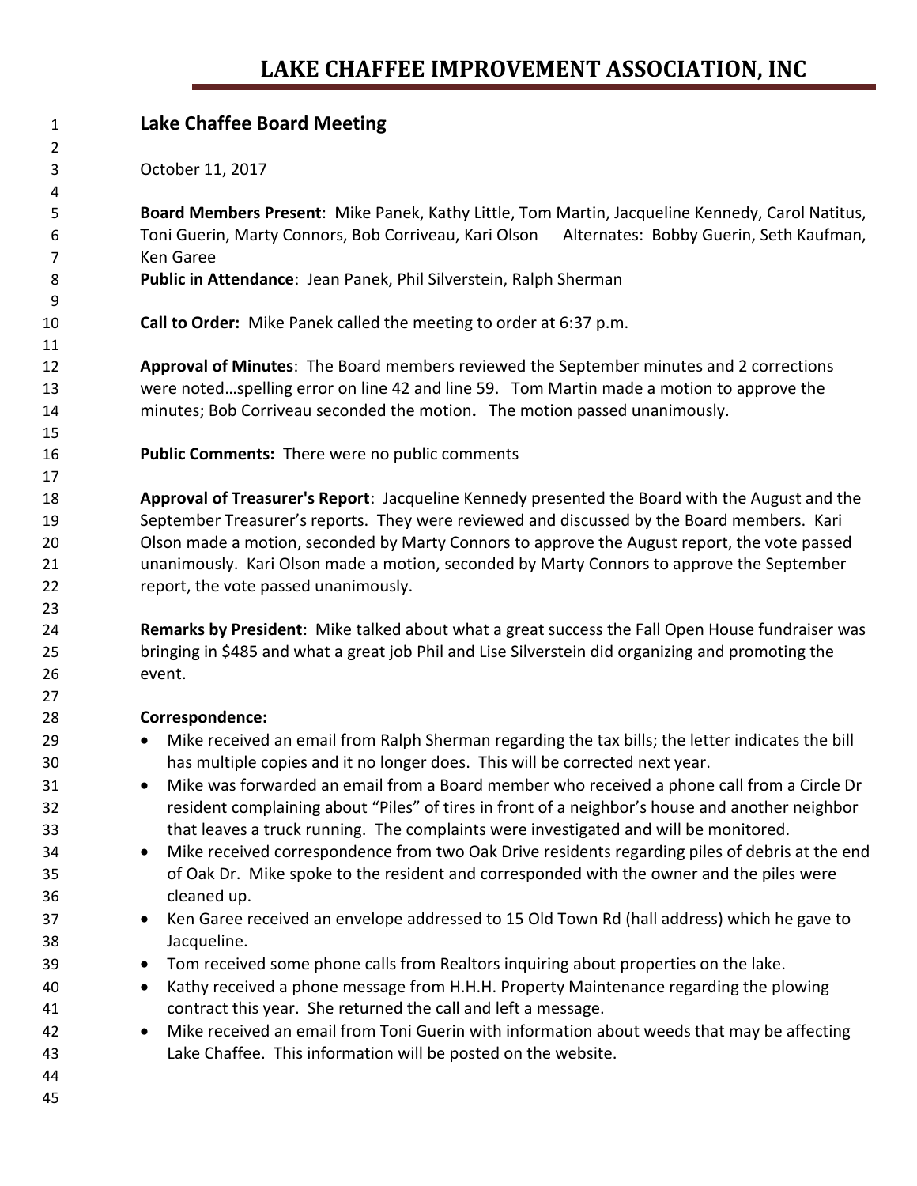# LAKE CHAFFEE IMPROVEMENT ASSOCIATION, INC

## Lake Chaffee Board Meeting

October 11, 2017

**Board Members Present**: Mike Panek, Kathy Little, Tom Martin, Jacqueline Kennedy, Carol Natitus, Toni Guerin, Marty Connors, Bob Corriveau, Kari Olson Alternates: Bobby Guerin, Seth Kaufman, Ken Garee

**Public in Attendance**: Jean Panek, Phil Silverstein, Ralph Sherman

**Call to Order:** Mike Panek called the meeting to order at 6:37 p.m.

**Approval of Minutes**: The Board members reviewed the September minutes and 2 corrections were noted…spelling error on line 42 and line 59. Tom Martin made a motion to approve the minutes; Bob Corriveau seconded the motion**.** The motion passed unanimously.

**Public Comments:** There were no public comments

**Approval of Treasurer's Report**: Jacqueline Kennedy presented the Board with the August and the September Treasurer's reports. They were reviewed and discussed by the Board members. Kari Olson made a motion, seconded by Marty Connors to approve the August report, the vote passed unanimously. Kari Olson made a motion, seconded by Marty Connors to approve the September report, the vote passed unanimously.

**Remarks by President**: Mike talked about what a great success the Fall Open House fundraiser was bringing in $485 and what a great job Phil and Lise Silverstein did organizing and promoting the event.

**Correspondence:**

- Mike received an email from Ralph Sherman regarding the tax bills; the letter indicates the bill has multiple copies and it no longer does. This will be corrected next year.
- Mike was forwarded an email from a Board member who received a phone call from a Circle Dr resident complaining about "Piles" of tires in front of a neighbor's house and another neighbor that leaves a truck running. The complaints were investigated and will be monitored.
- Mike received correspondence from two Oak Drive residents regarding piles of debris at the end of Oak Dr. Mike spoke to the resident and corresponded with the owner and the piles were cleaned up.
- Ken Garee received an envelope addressed to 15 Old Town Rd (hall address) which he gave to Jacqueline.
- Tom received some phone calls from Realtors inquiring about properties on the lake.
- Kathy received a phone message from H.H.H. Property Maintenance regarding the plowing contract this year. She returned the call and left a message.
- Mike received an email from Toni Guerin with information about weeds that may be affecting Lake Chaffee. This information will be posted on the website.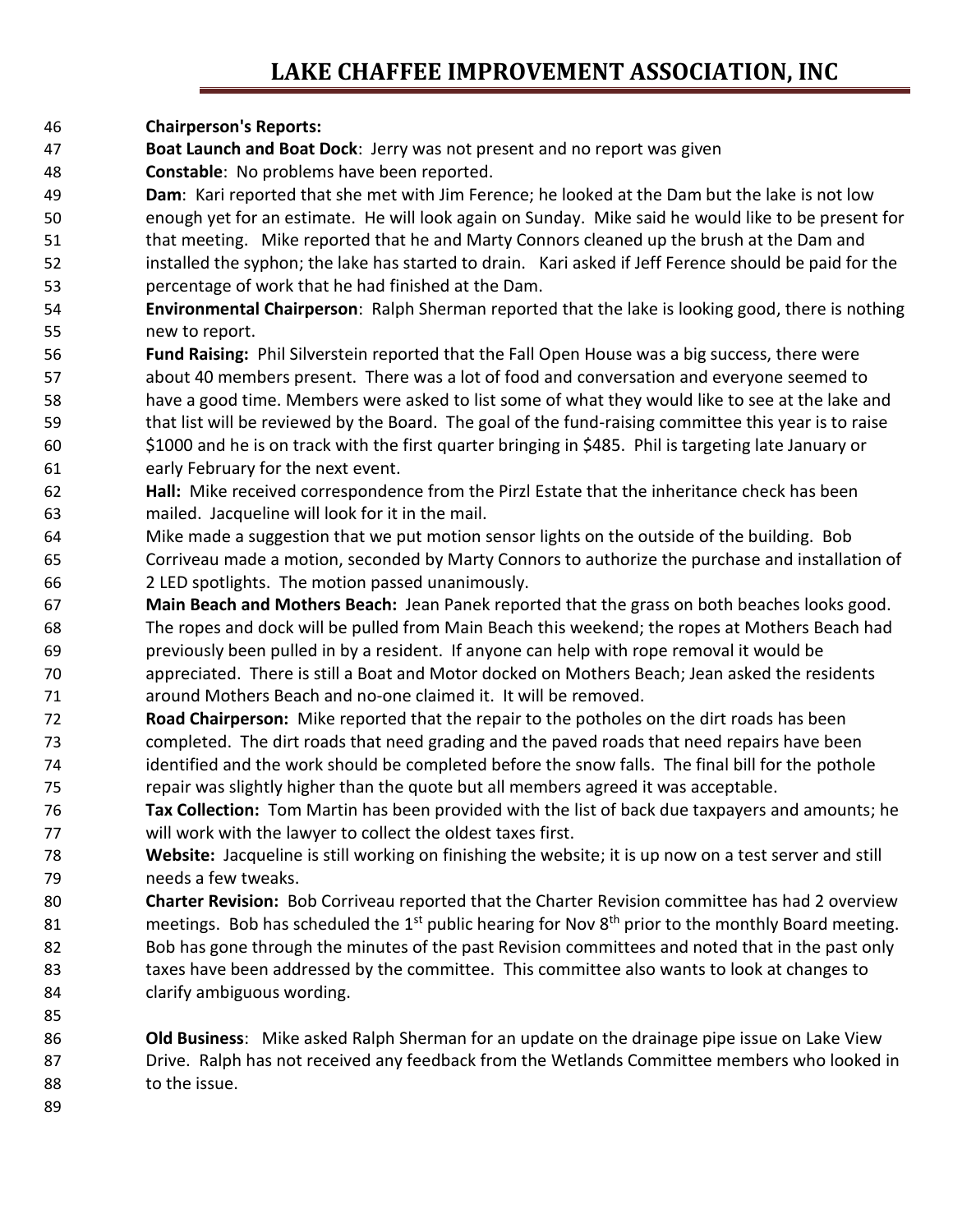**Chairperson's Reports:**

**Boat Launch and Boat Dock**: Jerry was not present and no report was given

**Constable**: No problems have been reported.

**Dam**: Kari reported that she met with Jim Ference; he looked at the Dam but the lake is not low enough yet for an estimate. He will look again on Sunday. Mike said he would like to be present for that meeting. Mike reported that he and Marty Connors cleaned up the brush at the Dam and installed the syphon; the lake has started to drain. Kari asked if Jeff Ference should be paid for the percentage of work that he had finished at the Dam.

**Environmental Chairperson**: Ralph Sherman reported that the lake is looking good, there is nothing new to report.

**Fund Raising:** Phil Silverstein reported that the Fall Open House was a big success, there were about 40 members present. There was a lot of food and conversation and everyone seemed to have a good time. Members were asked to list some of what they would like to see at the lake and that list will be reviewed by the Board. The goal of the fund-raising committee this year is to raise $1000 and he is on track with the first quarter bringing in $485. Phil is targeting late January or early February for the next event.

**Hall:** Mike received correspondence from the Pirzl Estate that the inheritance check has been mailed. Jacqueline will look for it in the mail.

Mike made a suggestion that we put motion sensor lights on the outside of the building. Bob Corriveau made a motion, seconded by Marty Connors to authorize the purchase and installation of 2 LED spotlights. The motion passed unanimously.

**Main Beach and Mothers Beach:** Jean Panek reported that the grass on both beaches looks good. The ropes and dock will be pulled from Main Beach this weekend; the ropes at Mothers Beach had previously been pulled in by a resident. If anyone can help with rope removal it would be appreciated. There is still a Boat and Motor docked on Mothers Beach; Jean asked the residents around Mothers Beach and no-one claimed it. It will be removed.

**Road Chairperson:** Mike reported that the repair to the potholes on the dirt roads has been completed. The dirt roads that need grading and the paved roads that need repairs have been identified and the work should be completed before the snow falls. The final bill for the pothole repair was slightly higher than the quote but all members agreed it was acceptable.

**Tax Collection:** Tom Martin has been provided with the list of back due taxpayers and amounts; he will work with the lawyer to collect the oldest taxes first.

**Website:** Jacqueline is still working on finishing the website; it is up now on a test server and still needs a few tweaks.

**Charter Revision:** Bob Corriveau reported that the Charter Revision committee has had 2 overview meetings. Bob has scheduled the 1st public hearing for Nov 8th prior to the monthly Board meeting. Bob has gone through the minutes of the past Revision committees and noted that in the past only taxes have been addressed by the committee. This committee also wants to look at changes to clarify ambiguous wording.

**Old Business**: Mike asked Ralph Sherman for an update on the drainage pipe issue on Lake View Drive. Ralph has not received any feedback from the Wetlands Committee members who looked in to the issue.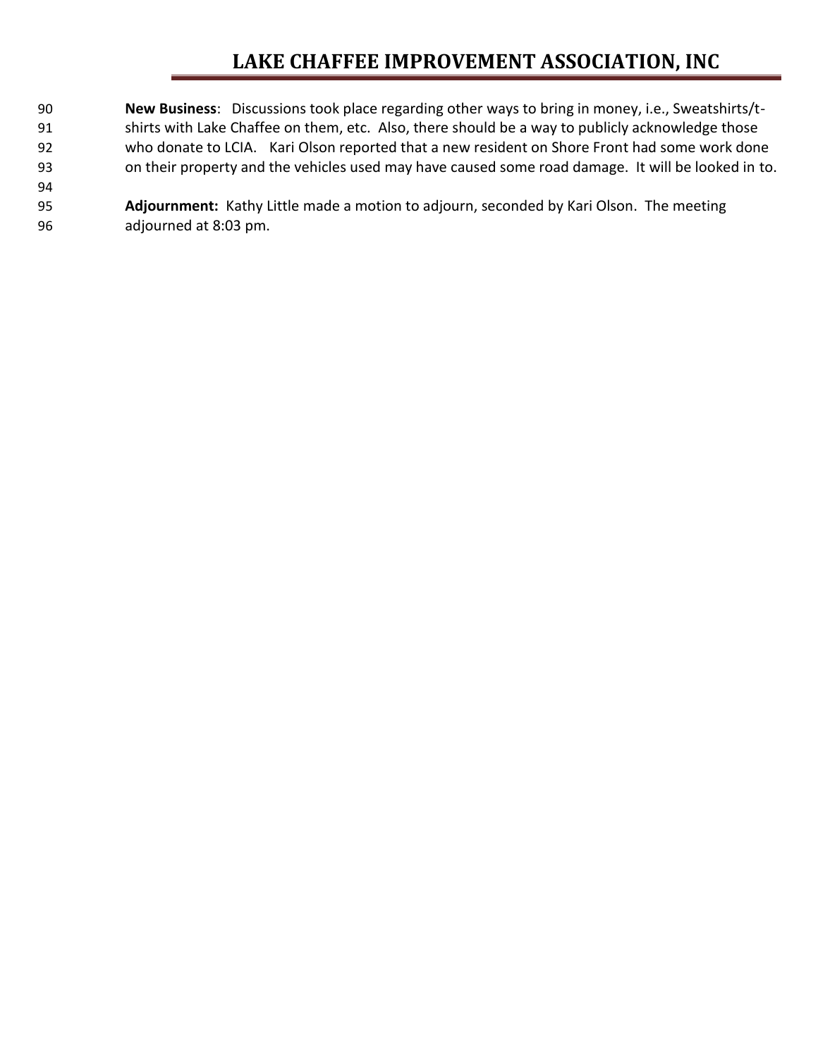**New Business**: Discussions took place regarding other ways to bring in money, i.e., Sweatshirts/t-shirts with Lake Chaffee on them, etc. Also, there should be a way to publicly acknowledge those who donate to LCIA. Kari Olson reported that a new resident on Shore Front had some work done on their property and the vehicles used may have caused some road damage. It will be looked in to.

**Adjournment:** Kathy Little made a motion to adjourn, seconded by Kari Olson. The meeting adjourned at 8:03 pm.